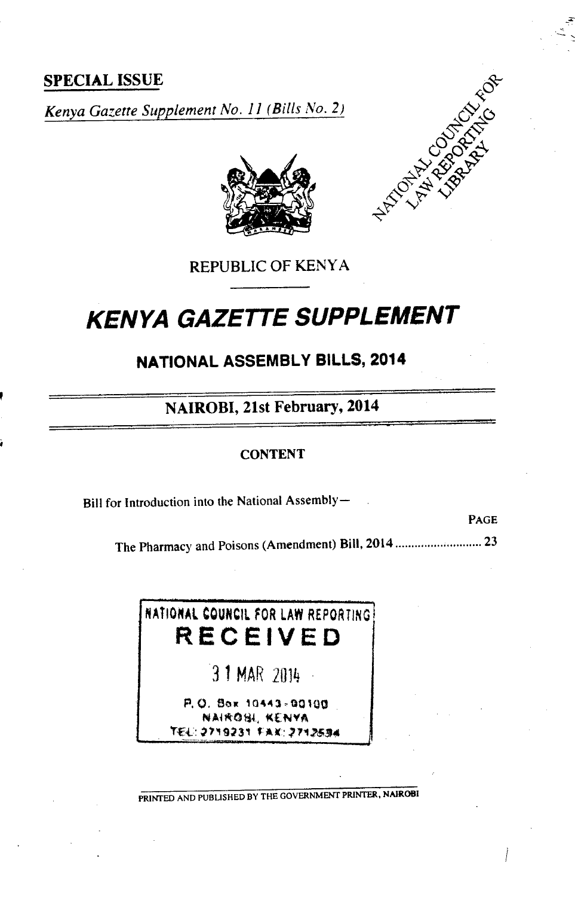**SPECIAL ISSUE**

*Kenya Gazette Supplement No. 11 (Bills No. 2)*

NATIONAL COUNCIL FOR LAW REPORTING LIBRARY

REPUBLIC OF KENYA

# KENYA GAZETTE SUPPLEMENT

## NATIONAL ASSEMBLY BILLS, 2014

### NAIROBI, 21st February, 2014

**CONTENT**

Bill for Introduction into the National Assembly—

PAGE

The Pharmacy and Poisons (Amendment) Bill, 2014 .......................... 23

NATIONAL COUNCIL FOR LAW REPORTING
**RECEIVED**
31 MAR 2014
P. O. Box 10443-00100
NAIROBI, KENYA
TEL: 2719231 FAX: 2712594

PRINTED AND PUBLISHED BY THE GOVERNMENT PRINTER, NAIROBI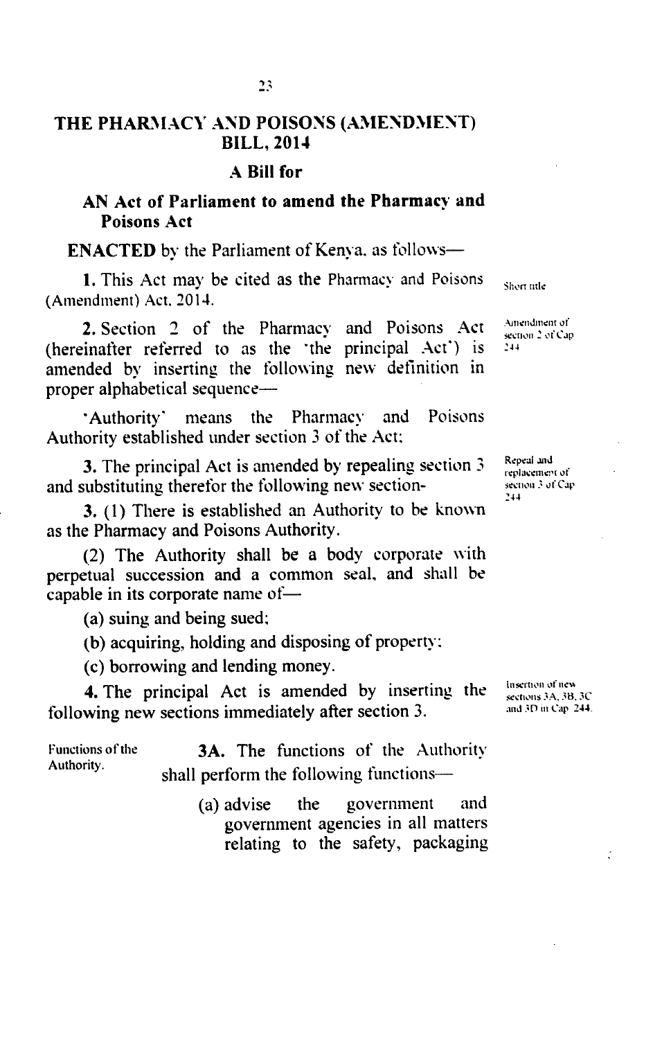# THE PHARMACY AND POISONS (AMENDMENT) BILL, 2014

## A Bill for

### AN Act of Parliament to amend the Pharmacy and Poisons Act

**ENACTED** by the Parliament of Kenya, as follows—

Short title

**1.** This Act may be cited as the Pharmacy and Poisons (Amendment) Act, 2014.

Amendment of section 2 of Cap 244

**2.** Section 2 of the Pharmacy and Poisons Act (hereinafter referred to as the 'the principal Act') is amended by inserting the following new definition in proper alphabetical sequence—

'Authority' means the Pharmacy and Poisons Authority established under section 3 of the Act;

Repeal and replacement of section 3 of Cap 244

**3.** The principal Act is amended by repealing section 3 and substituting therefor the following new section-

**3.** (1) There is established an Authority to be known as the Pharmacy and Poisons Authority.

(2) The Authority shall be a body corporate with perpetual succession and a common seal, and shall be capable in its corporate name of—

(a) suing and being sued;

(b) acquiring, holding and disposing of property;

(c) borrowing and lending money.

Insertion of new sections 3A, 3B, 3C and 3D in Cap 244.

**4.** The principal Act is amended by inserting the following new sections immediately after section 3.

Functions of the Authority.

**3A.** The functions of the Authority shall perform the following functions—

(a) advise the government and government agencies in all matters relating to the safety, packaging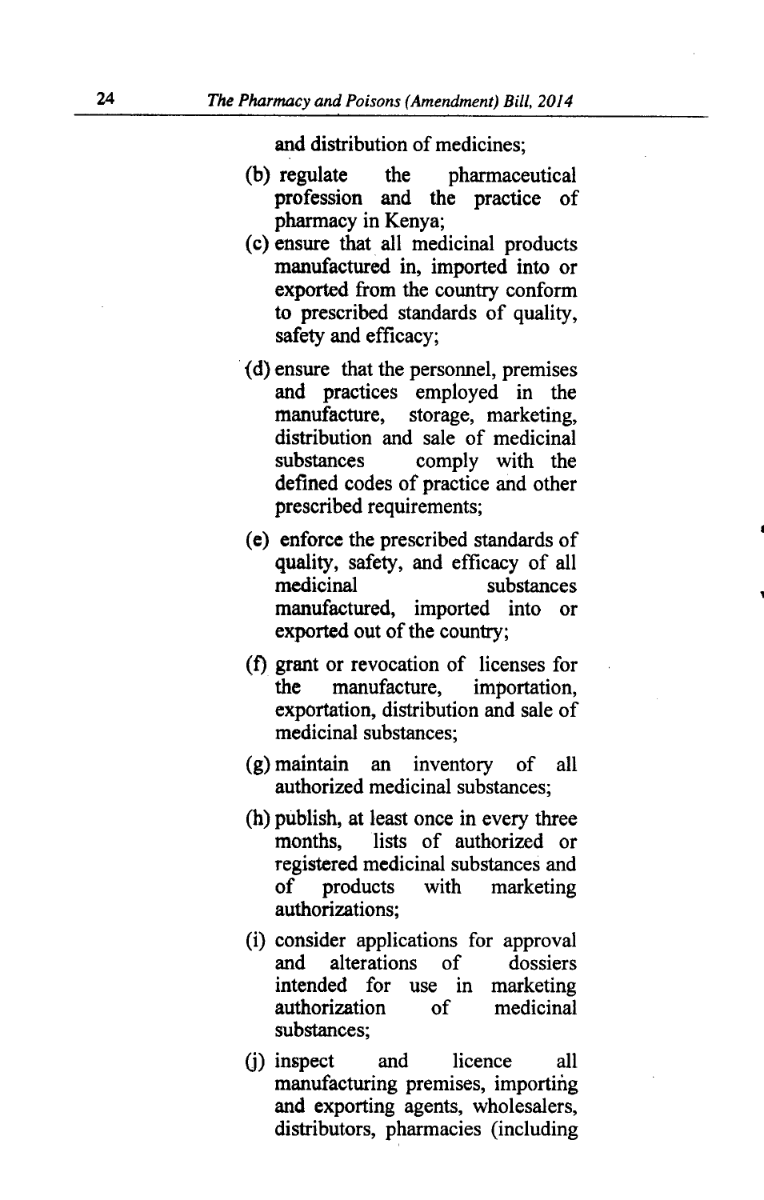and distribution of medicines;

(b) regulate the pharmaceutical profession and the practice of pharmacy in Kenya;

(c) ensure that all medicinal products manufactured in, imported into or exported from the country conform to prescribed standards of quality, safety and efficacy;

(d) ensure that the personnel, premises and practices employed in the manufacture, storage, marketing, distribution and sale of medicinal substances comply with the defined codes of practice and other prescribed requirements;

(e) enforce the prescribed standards of quality, safety, and efficacy of all medicinal substances manufactured, imported into or exported out of the country;

(f) grant or revocation of licenses for the manufacture, importation, exportation, distribution and sale of medicinal substances;

(g) maintain an inventory of all authorized medicinal substances;

(h) publish, at least once in every three months, lists of authorized or registered medicinal substances and of products with marketing authorizations;

(i) consider applications for approval and alterations of dossiers intended for use in marketing authorization of medicinal substances;

(j) inspect and licence all manufacturing premises, importing and exporting agents, wholesalers, distributors, pharmacies (including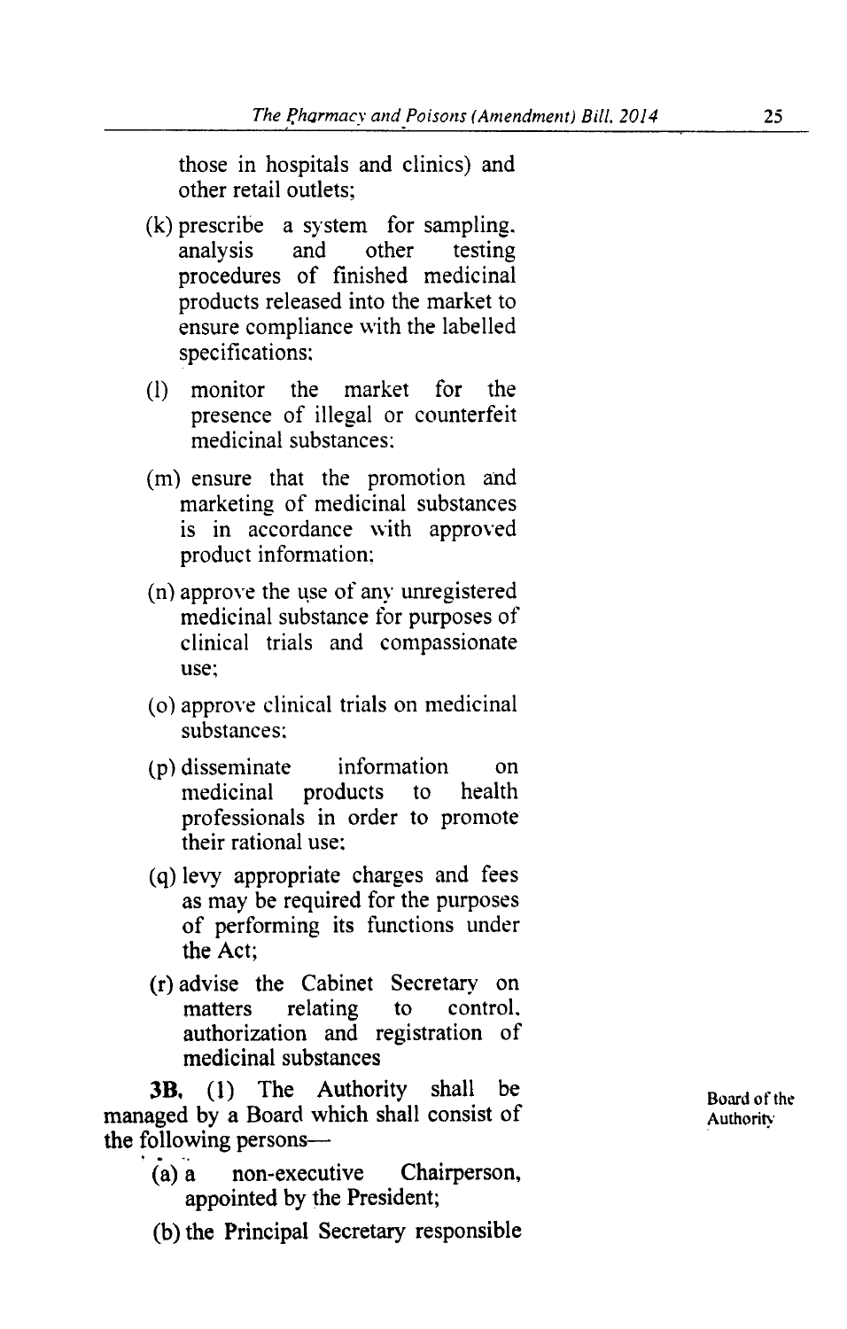those in hospitals and clinics) and other retail outlets;

(k) prescribe a system for sampling, analysis and other testing procedures of finished medicinal products released into the market to ensure compliance with the labelled specifications;

(l) monitor the market for the presence of illegal or counterfeit medicinal substances;

(m) ensure that the promotion and marketing of medicinal substances is in accordance with approved product information;

(n) approve the use of any unregistered medicinal substance for purposes of clinical trials and compassionate use;

(o) approve clinical trials on medicinal substances;

(p) disseminate information on medicinal products to health professionals in order to promote their rational use;

(q) levy appropriate charges and fees as may be required for the purposes of performing its functions under the Act;

(r) advise the Cabinet Secretary on matters relating to control, authorization and registration of medicinal substances

Board of the Authority

**3B.** (1) The Authority shall be managed by a Board which shall consist of the following persons—

(a) a non-executive Chairperson, appointed by the President;

(b) the Principal Secretary responsible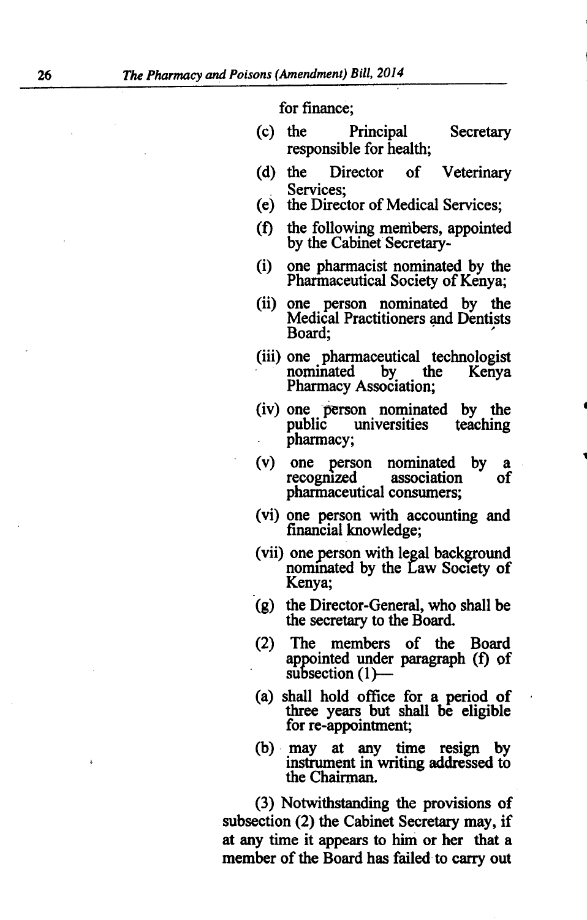for finance;

(c) the Principal Secretary responsible for health;

(d) the Director of Veterinary Services;

(e) the Director of Medical Services;

(f) the following members, appointed by the Cabinet Secretary-

(i) one pharmacist nominated by the Pharmaceutical Society of Kenya;

(ii) one person nominated by the Medical Practitioners and Dentists Board;

(iii) one pharmaceutical technologist nominated by the Kenya Pharmacy Association;

(iv) one person nominated by the public universities teaching pharmacy;

(v) one person nominated by a recognized association of pharmaceutical consumers;

(vi) one person with accounting and financial knowledge;

(vii) one person with legal background nominated by the Law Society of Kenya;

(g) the Director-General, who shall be the secretary to the Board.

(2) The members of the Board appointed under paragraph (f) of subsection (1)—

(a) shall hold office for a period of three years but shall be eligible for re-appointment;

(b) may at any time resign by instrument in writing addressed to the Chairman.

(3) Notwithstanding the provisions of subsection (2) the Cabinet Secretary may, if at any time it appears to him or her that a member of the Board has failed to carry out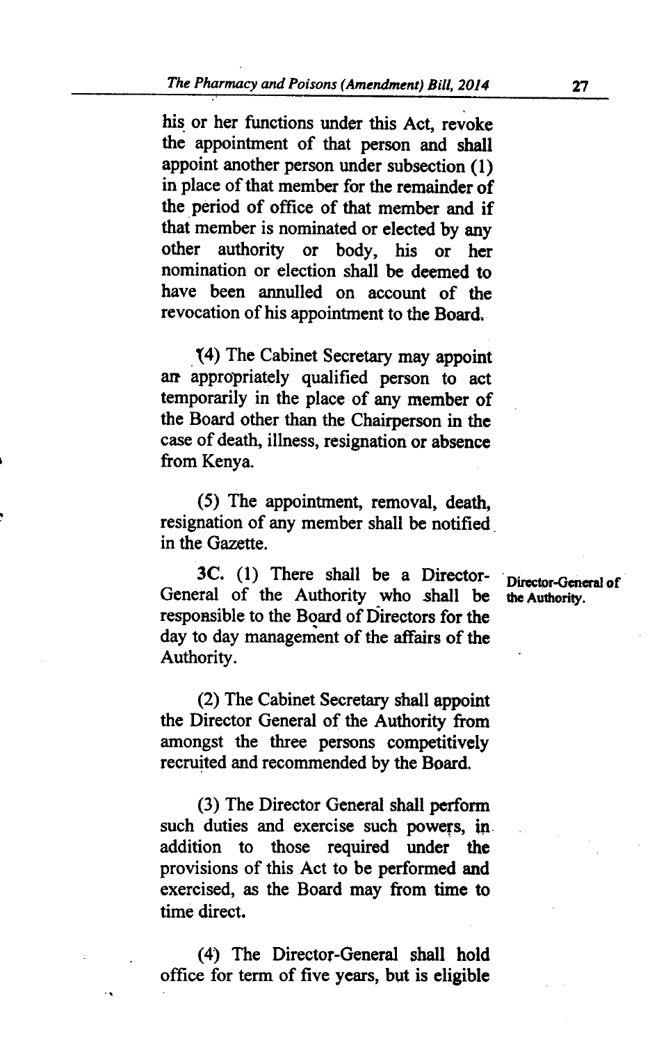his or her functions under this Act, revoke the appointment of that person and shall appoint another person under subsection (1) in place of that member for the remainder of the period of office of that member and if that member is nominated or elected by any other authority or body, his or her nomination or election shall be deemed to have been annulled on account of the revocation of his appointment to the Board.

(4) The Cabinet Secretary may appoint an appropriately qualified person to act temporarily in the place of any member of the Board other than the Chairperson in the case of death, illness, resignation or absence from Kenya.

(5) The appointment, removal, death, resignation of any member shall be notified in the Gazette.

**Director-General of the Authority.**

3C. (1) There shall be a Director-General of the Authority who shall be responsible to the Board of Directors for the day to day management of the affairs of the Authority.

(2) The Cabinet Secretary shall appoint the Director General of the Authority from amongst the three persons competitively recruited and recommended by the Board.

(3) The Director General shall perform such duties and exercise such powers, in addition to those required under the provisions of this Act to be performed and exercised, as the Board may from time to time direct.

(4) The Director-General shall hold office for term of five years, but is eligible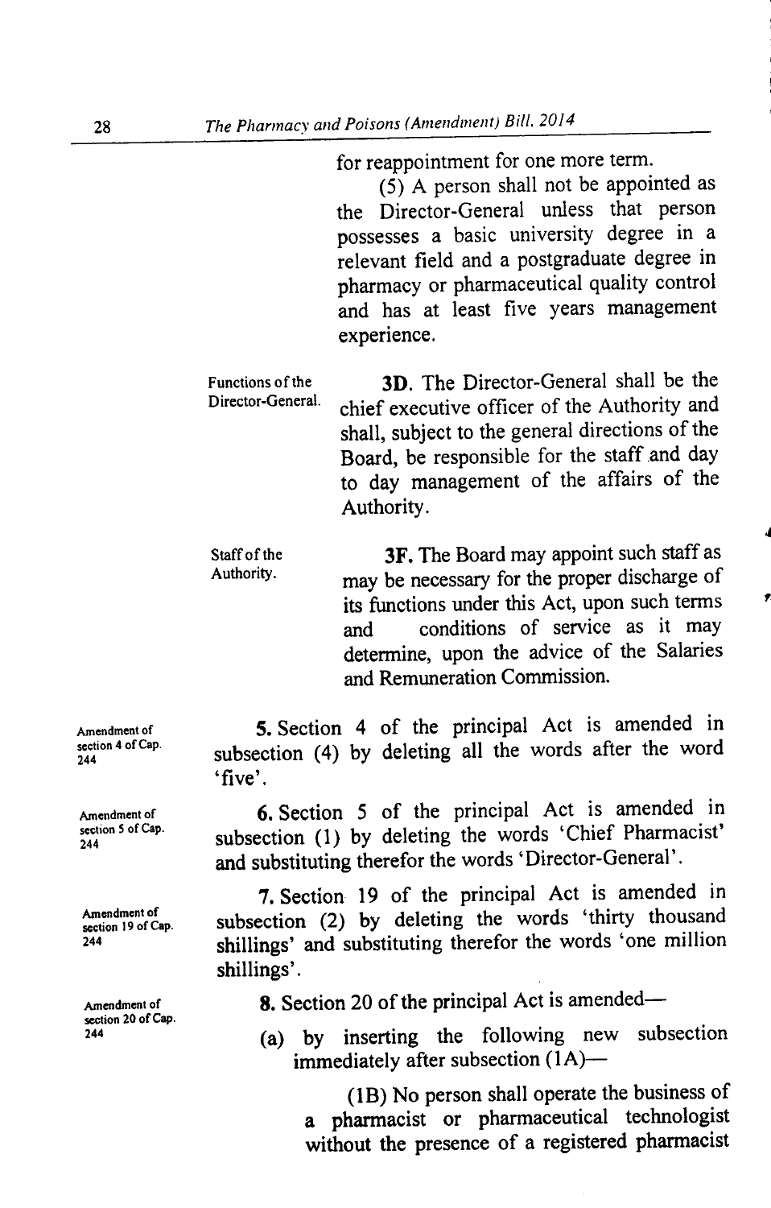for reappointment for one more term.

(5) A person shall not be appointed as the Director-General unless that person possesses a basic university degree in a relevant field and a postgraduate degree in pharmacy or pharmaceutical quality control and has at least five years management experience.

Functions of the Director-General.

**3D**. The Director-General shall be the chief executive officer of the Authority and shall, subject to the general directions of the Board, be responsible for the staff and day to day management of the affairs of the Authority.

Staff of the Authority.

**3F.** The Board may appoint such staff as may be necessary for the proper discharge of its functions under this Act, upon such terms and conditions of service as it may determine, upon the advice of the Salaries and Remuneration Commission.

Amendment of section 4 of Cap. 244

**5.** Section 4 of the principal Act is amended in subsection (4) by deleting all the words after the word 'five'.

Amendment of section 5 of Cap. 244

**6.** Section 5 of the principal Act is amended in subsection (1) by deleting the words 'Chief Pharmacist' and substituting therefor the words 'Director-General'.

Amendment of section 19 of Cap. 244

**7.** Section 19 of the principal Act is amended in subsection (2) by deleting the words 'thirty thousand shillings' and substituting therefor the words 'one million shillings'.

Amendment of section 20 of Cap. 244

**8.** Section 20 of the principal Act is amended—

(a) by inserting the following new subsection immediately after subsection (1A)—

(1B) No person shall operate the business of a pharmacist or pharmaceutical technologist without the presence of a registered pharmacist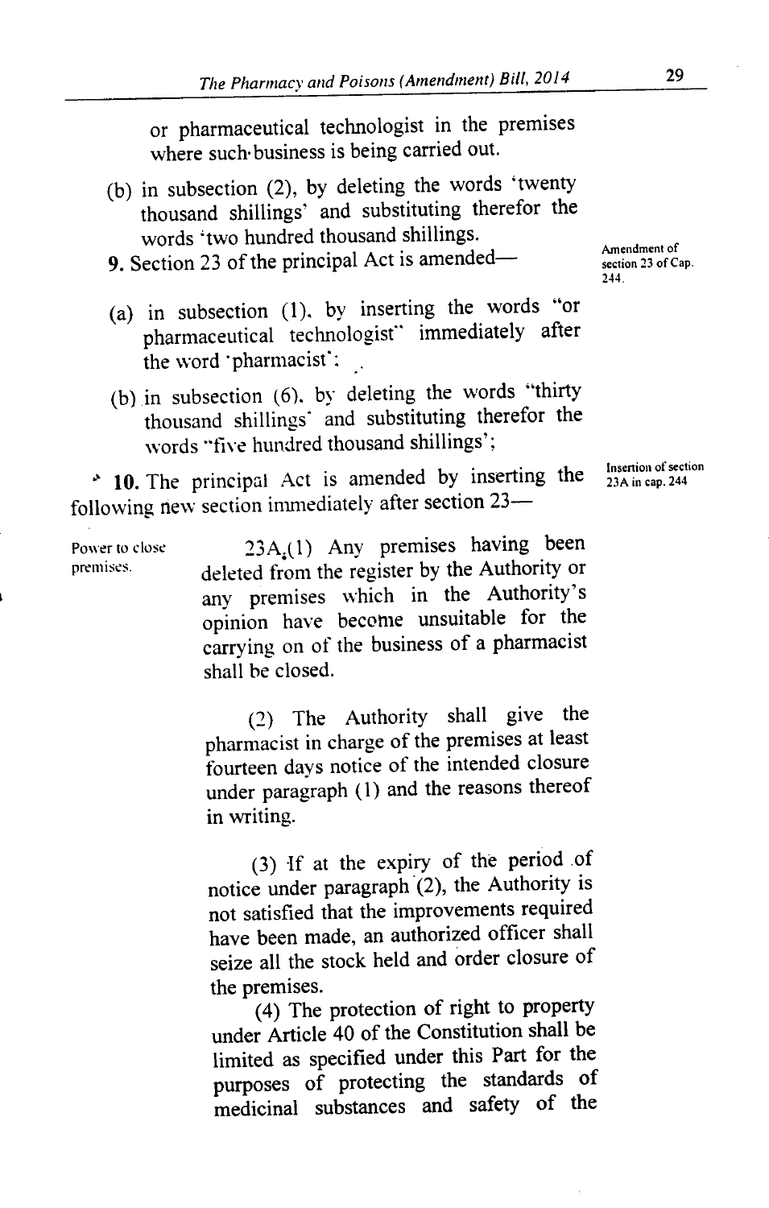or pharmaceutical technologist in the premises where such business is being carried out.

(b) in subsection (2), by deleting the words 'twenty thousand shillings' and substituting therefor the words 'two hundred thousand shillings.

Amendment of section 23 of Cap. 244.

**9.** Section 23 of the principal Act is amended—

(a) in subsection (1), by inserting the words "or pharmaceutical technologist" immediately after the word 'pharmacist';

(b) in subsection (6), by deleting the words "thirty thousand shillings' and substituting therefor the words "five hundred thousand shillings';

Insertion of section 23A in cap. 244

**10.** The principal Act is amended by inserting the following new section immediately after section 23—

Power to close premises.

23A.(1) Any premises having been deleted from the register by the Authority or any premises which in the Authority's opinion have become unsuitable for the carrying on of the business of a pharmacist shall be closed.

(2) The Authority shall give the pharmacist in charge of the premises at least fourteen days notice of the intended closure under paragraph (1) and the reasons thereof in writing.

(3) If at the expiry of the period of notice under paragraph (2), the Authority is not satisfied that the improvements required have been made, an authorized officer shall seize all the stock held and order closure of the premises.

(4) The protection of right to property under Article 40 of the Constitution shall be limited as specified under this Part for the purposes of protecting the standards of medicinal substances and safety of the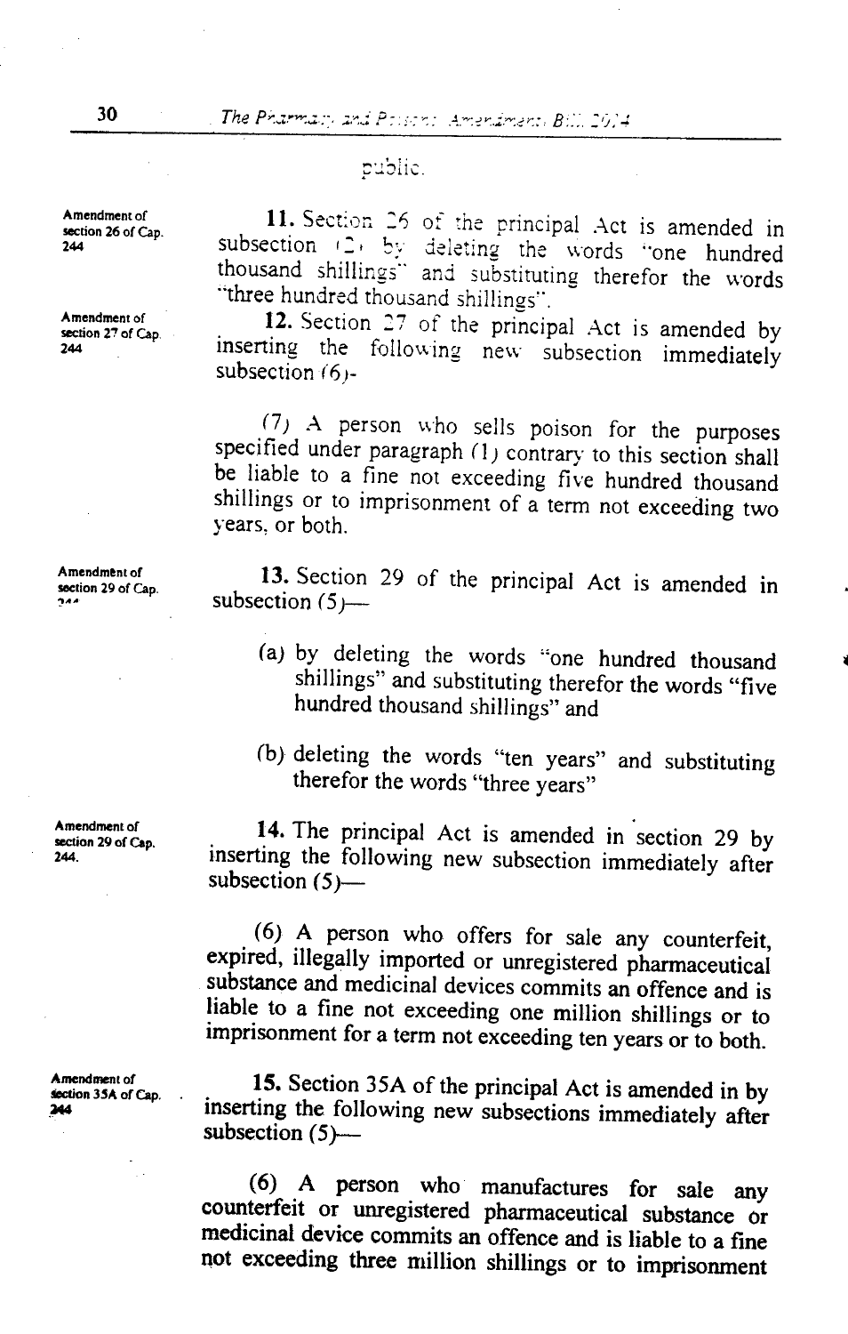public.

Amendment of section 26 of Cap. 244

**11.** Section 26 of the principal Act is amended in subsection (2) by deleting the words "one hundred thousand shillings" and substituting therefor the words "three hundred thousand shillings".

Amendment of section 27 of Cap. 244

**12.** Section 27 of the principal Act is amended by inserting the following new subsection immediately subsection (6)-

(7) A person who sells poison for the purposes specified under paragraph (1) contrary to this section shall be liable to a fine not exceeding five hundred thousand shillings or to imprisonment of a term not exceeding two years, or both.

Amendment of section 29 of Cap. 244

**13.** Section 29 of the principal Act is amended in subsection (5)—

(a) by deleting the words "one hundred thousand shillings" and substituting therefor the words "five hundred thousand shillings" and

(b) deleting the words "ten years" and substituting therefor the words "three years"

Amendment of section 29 of Cap. 244.

**14.** The principal Act is amended in section 29 by inserting the following new subsection immediately after subsection (5)—

(6) A person who offers for sale any counterfeit, expired, illegally imported or unregistered pharmaceutical substance and medicinal devices commits an offence and is liable to a fine not exceeding one million shillings or to imprisonment for a term not exceeding ten years or to both.

Amendment of section 35A of Cap. 244

**15.** Section 35A of the principal Act is amended in by inserting the following new subsections immediately after subsection (5)—

(6) A person who manufactures for sale any counterfeit or unregistered pharmaceutical substance or medicinal device commits an offence and is liable to a fine not exceeding three million shillings or to imprisonment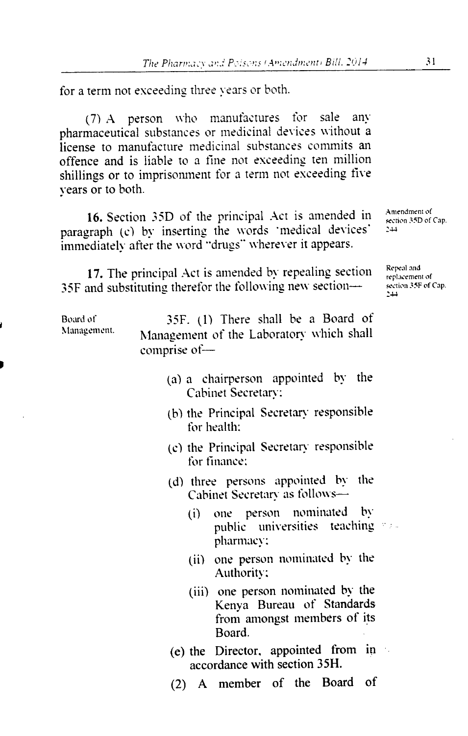for a term not exceeding three years or both.

(7) A person who manufactures for sale any pharmaceutical substances or medicinal devices without a license to manufacture medicinal substances commits an offence and is liable to a fine not exceeding ten million shillings or to imprisonment for a term not exceeding five years or to both.

**16.** Section 35D of the principal Act is amended in paragraph (c) by inserting the words 'medical devices' immediately after the word "drugs" wherever it appears.

Amendment of section 35D of Cap. 244

**17.** The principal Act is amended by repealing section 35F and substituting therefor the following new section—

Repeal and replacement of section 35F of Cap. 244

Board of Management.

35F. (1) There shall be a Board of Management of the Laboratory which shall comprise of—

(a) a chairperson appointed by the Cabinet Secretary:

(b) the Principal Secretary responsible for health:

(c) the Principal Secretary responsible for finance:

(d) three persons appointed by the Cabinet Secretary as follows—

(i) one person nominated by public universities teaching pharmacy:

(ii) one person nominated by the Authority:

(iii) one person nominated by the Kenya Bureau of Standards from amongst members of its Board.

(e) the Director, appointed from in accordance with section 35H.

(2) A member of the Board of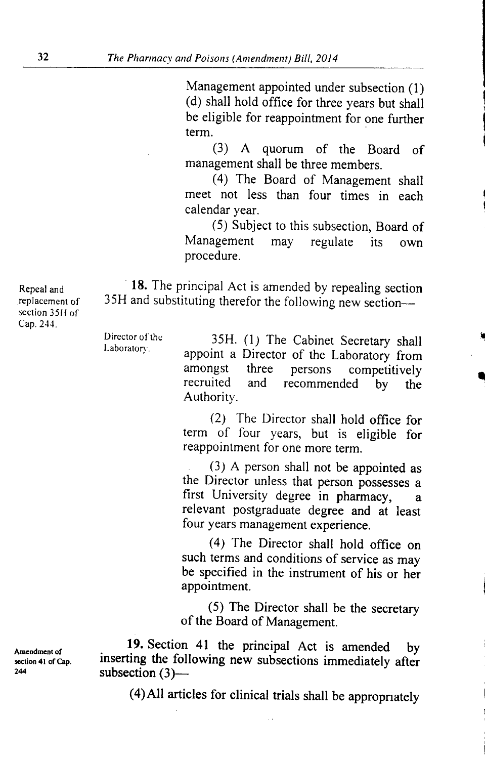Management appointed under subsection (1) (d) shall hold office for three years but shall be eligible for reappointment for one further term.

(3) A quorum of the Board of management shall be three members.

(4) The Board of Management shall meet not less than four times in each calendar year.

(5) Subject to this subsection, Board of Management may regulate its own procedure.

Repeal and replacement of section 35H of Cap. 244.

**18.** The principal Act is amended by repealing section 35H and substituting therefor the following new section—

Director of the Laboratory.

35H. (1) The Cabinet Secretary shall appoint a Director of the Laboratory from amongst three persons competitively recruited and recommended by the Authority.

(2) The Director shall hold office for term of four years, but is eligible for reappointment for one more term.

(3) A person shall not be appointed as the Director unless that person possesses a first University degree in pharmacy, a relevant postgraduate degree and at least four years management experience.

(4) The Director shall hold office on such terms and conditions of service as may be specified in the instrument of his or her appointment.

(5) The Director shall be the secretary of the Board of Management.

Amendment of section 41 of Cap. 244

**19.** Section 41 the principal Act is amended by inserting the following new subsections immediately after subsection (3)—

(4) All articles for clinical trials shall be appropriately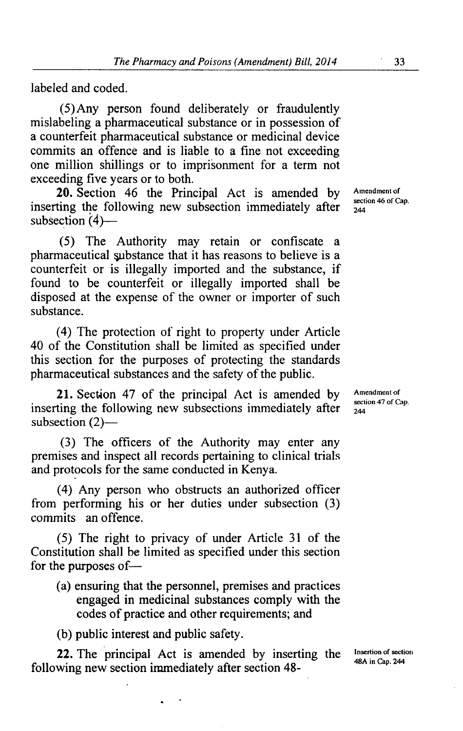labeled and coded.

(5) Any person found deliberately or fraudulently mislabeling a pharmaceutical substance or in possession of a counterfeit pharmaceutical substance or medicinal device commits an offence and is liable to a fine not exceeding one million shillings or to imprisonment for a term not exceeding five years or to both.

**20.** Section 46 the Principal Act is amended by inserting the following new subsection immediately after subsection (4)—

Amendment of section 46 of Cap. 244

(5) The Authority may retain or confiscate a pharmaceutical substance that it has reasons to believe is a counterfeit or is illegally imported and the substance, if found to be counterfeit or illegally imported shall be disposed at the expense of the owner or importer of such substance.

(4) The protection of right to property under Article 40 of the Constitution shall be limited as specified under this section for the purposes of protecting the standards pharmaceutical substances and the safety of the public.

**21.** Section 47 of the principal Act is amended by inserting the following new subsections immediately after subsection (2)—

Amendment of section 47 of Cap. 244

(3) The officers of the Authority may enter any premises and inspect all records pertaining to clinical trials and protocols for the same conducted in Kenya.

(4) Any person who obstructs an authorized officer from performing his or her duties under subsection (3) commits an offence.

(5) The right to privacy of under Article 31 of the Constitution shall be limited as specified under this section for the purposes of—

(a) ensuring that the personnel, premises and practices engaged in medicinal substances comply with the codes of practice and other requirements; and

(b) public interest and public safety.

**22.** The principal Act is amended by inserting the following new section immediately after section 48-

Insertion of section 48A in Cap. 244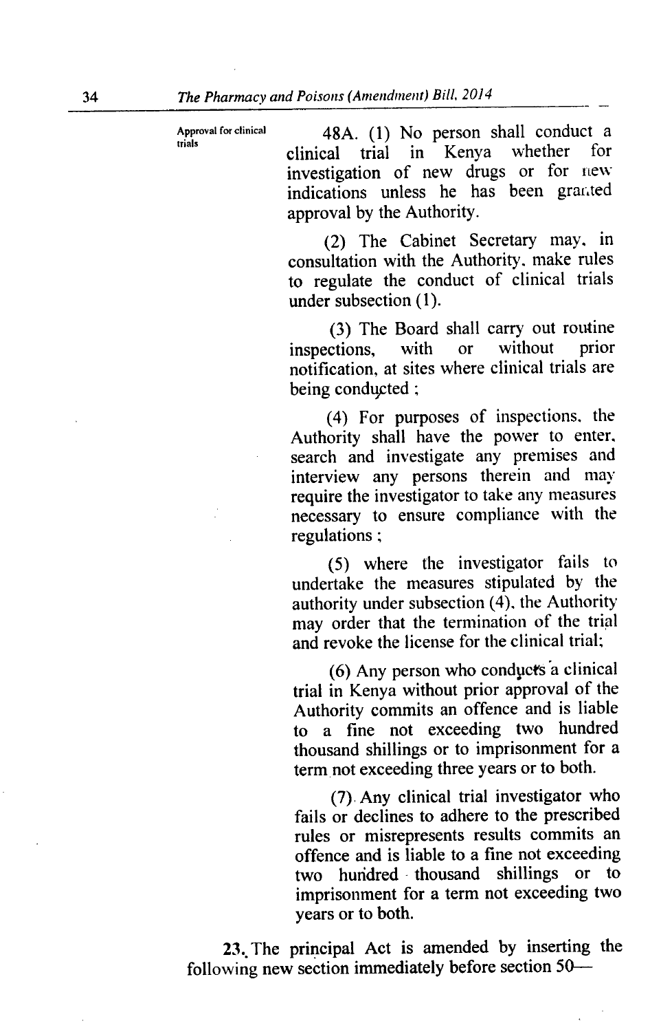Approval for clinical trials

48A. (1) No person shall conduct a clinical trial in Kenya whether for investigation of new drugs or for new indications unless he has been granted approval by the Authority.

(2) The Cabinet Secretary may, in consultation with the Authority, make rules to regulate the conduct of clinical trials under subsection (1).

(3) The Board shall carry out routine inspections, with or without prior notification, at sites where clinical trials are being conducted ;

(4) For purposes of inspections, the Authority shall have the power to enter, search and investigate any premises and interview any persons therein and may require the investigator to take any measures necessary to ensure compliance with the regulations ;

(5) where the investigator fails to undertake the measures stipulated by the authority under subsection (4), the Authority may order that the termination of the trial and revoke the license for the clinical trial;

(6) Any person who conducts a clinical trial in Kenya without prior approval of the Authority commits an offence and is liable to a fine not exceeding two hundred thousand shillings or to imprisonment for a term not exceeding three years or to both.

(7) Any clinical trial investigator who fails or declines to adhere to the prescribed rules or misrepresents results commits an offence and is liable to a fine not exceeding two hundred thousand shillings or to imprisonment for a term not exceeding two years or to both.

23. The principal Act is amended by inserting the following new section immediately before section 50—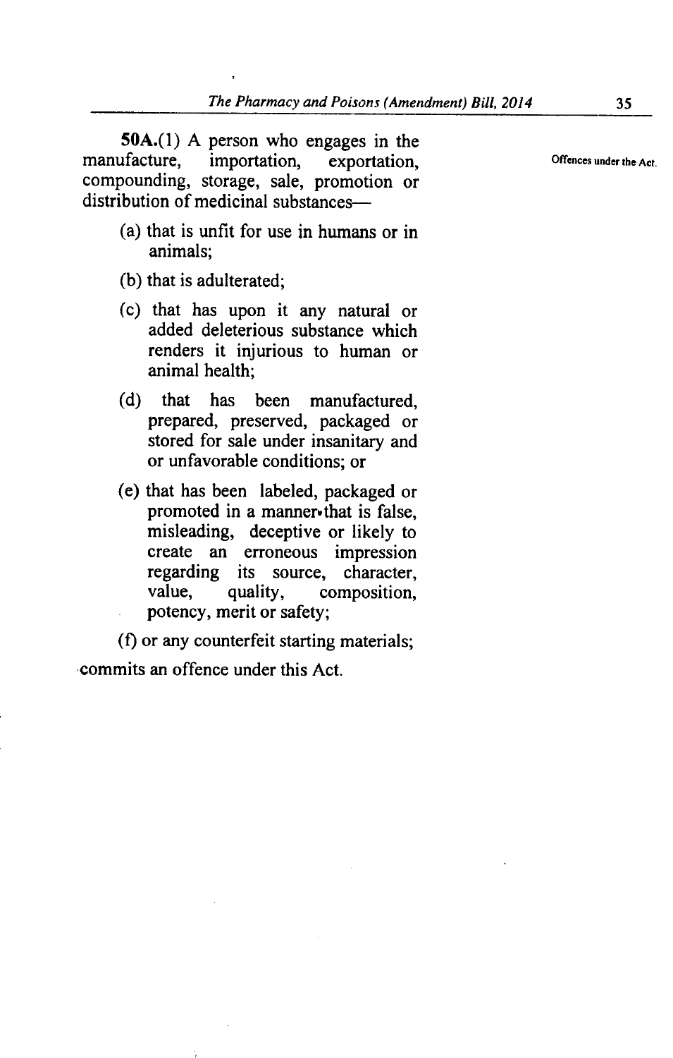**50A.**(1) A person who engages in the manufacture, importation, exportation, compounding, storage, sale, promotion or distribution of medicinal substances—

Offences under the Act.

(a) that is unfit for use in humans or in animals;

(b) that is adulterated;

(c) that has upon it any natural or added deleterious substance which renders it injurious to human or animal health;

(d) that has been manufactured, prepared, preserved, packaged or stored for sale under insanitary and or unfavorable conditions; or

(e) that has been labeled, packaged or promoted in a manner that is false, misleading, deceptive or likely to create an erroneous impression regarding its source, character, value, quality, composition, potency, merit or safety;

(f) or any counterfeit starting materials;

commits an offence under this Act.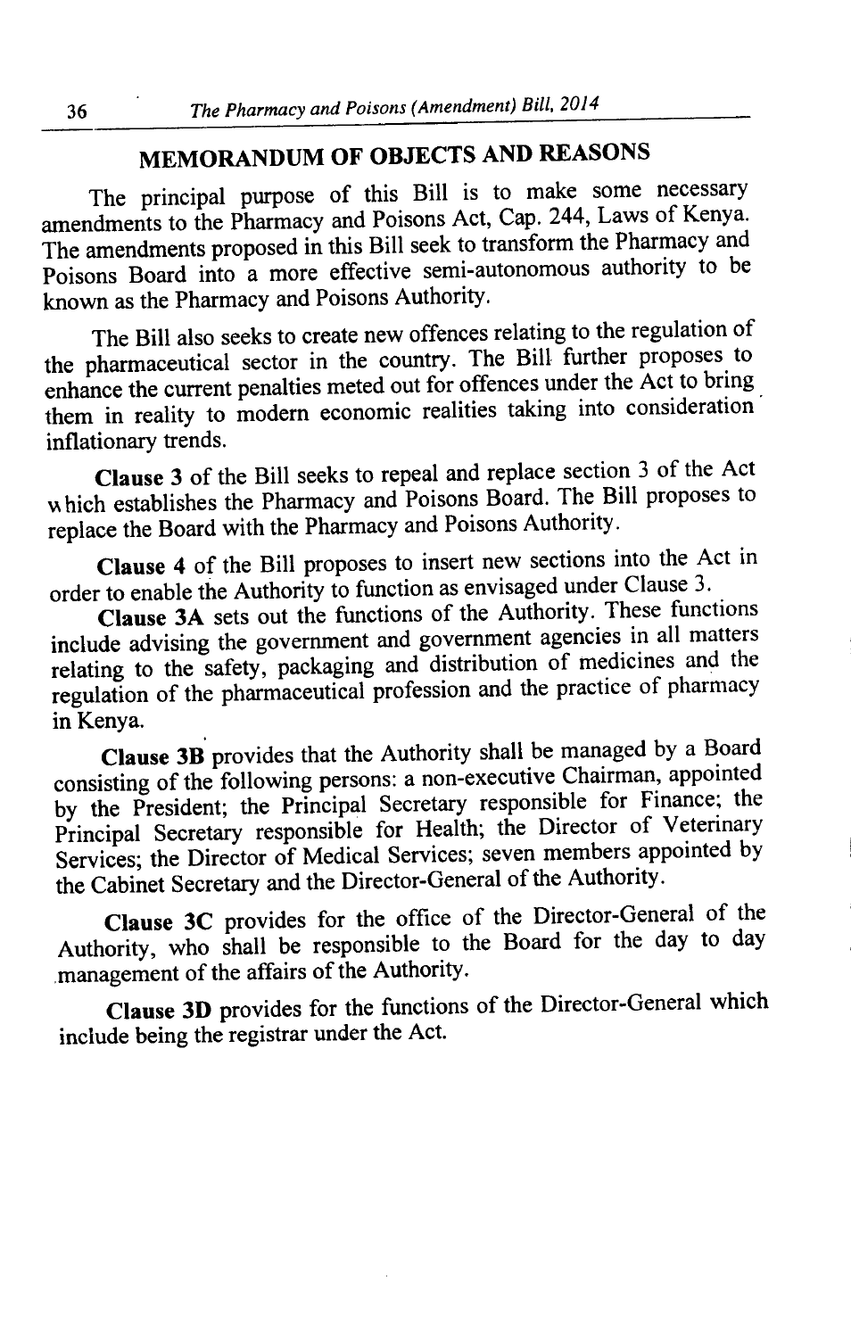## MEMORANDUM OF OBJECTS AND REASONS

The principal purpose of this Bill is to make some necessary amendments to the Pharmacy and Poisons Act, Cap. 244, Laws of Kenya. The amendments proposed in this Bill seek to transform the Pharmacy and Poisons Board into a more effective semi-autonomous authority to be known as the Pharmacy and Poisons Authority.

The Bill also seeks to create new offences relating to the regulation of the pharmaceutical sector in the country. The Bill further proposes to enhance the current penalties meted out for offences under the Act to bring them in reality to modern economic realities taking into consideration inflationary trends.

**Clause 3** of the Bill seeks to repeal and replace section 3 of the Act which establishes the Pharmacy and Poisons Board. The Bill proposes to replace the Board with the Pharmacy and Poisons Authority.

**Clause 4** of the Bill proposes to insert new sections into the Act in order to enable the Authority to function as envisaged under Clause 3.

**Clause 3A** sets out the functions of the Authority. These functions include advising the government and government agencies in all matters relating to the safety, packaging and distribution of medicines and the regulation of the pharmaceutical profession and the practice of pharmacy in Kenya.

**Clause 3B** provides that the Authority shall be managed by a Board consisting of the following persons: a non-executive Chairman, appointed by the President; the Principal Secretary responsible for Finance; the Principal Secretary responsible for Health; the Director of Veterinary Services; the Director of Medical Services; seven members appointed by the Cabinet Secretary and the Director-General of the Authority.

**Clause 3C** provides for the office of the Director-General of the Authority, who shall be responsible to the Board for the day to day management of the affairs of the Authority.

**Clause 3D** provides for the functions of the Director-General which include being the registrar under the Act.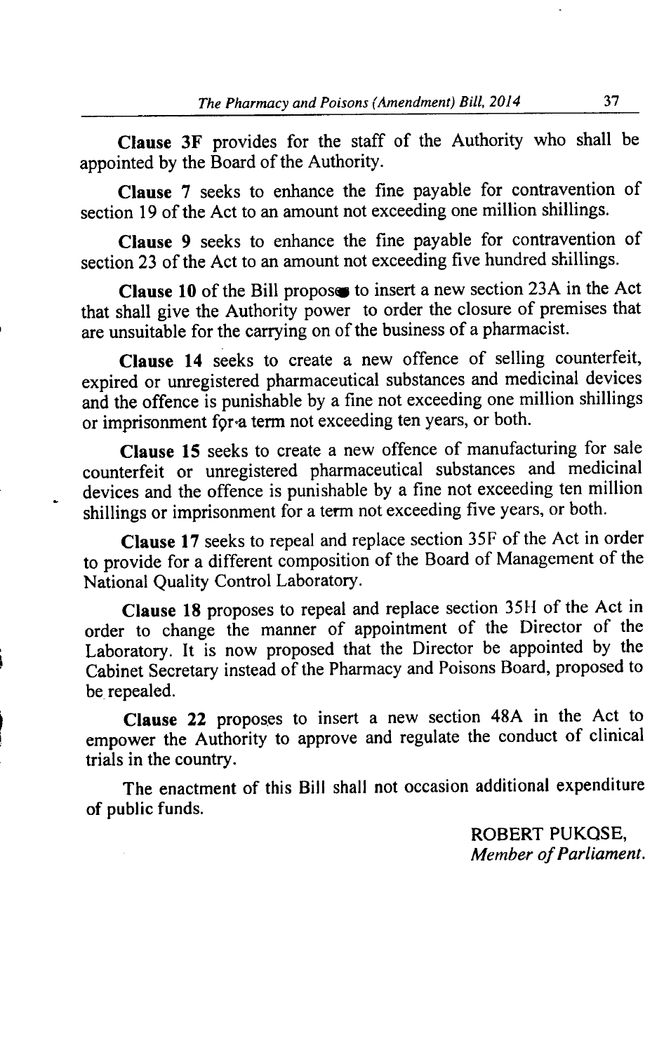**Clause 3F** provides for the staff of the Authority who shall be appointed by the Board of the Authority.

**Clause 7** seeks to enhance the fine payable for contravention of section 19 of the Act to an amount not exceeding one million shillings.

**Clause 9** seeks to enhance the fine payable for contravention of section 23 of the Act to an amount not exceeding five hundred shillings.

**Clause 10** of the Bill proposes to insert a new section 23A in the Act that shall give the Authority power to order the closure of premises that are unsuitable for the carrying on of the business of a pharmacist.

**Clause 14** seeks to create a new offence of selling counterfeit, expired or unregistered pharmaceutical substances and medicinal devices and the offence is punishable by a fine not exceeding one million shillings or imprisonment for a term not exceeding ten years, or both.

**Clause 15** seeks to create a new offence of manufacturing for sale counterfeit or unregistered pharmaceutical substances and medicinal devices and the offence is punishable by a fine not exceeding ten million shillings or imprisonment for a term not exceeding five years, or both.

**Clause 17** seeks to repeal and replace section 35F of the Act in order to provide for a different composition of the Board of Management of the National Quality Control Laboratory.

**Clause 18** proposes to repeal and replace section 35H of the Act in order to change the manner of appointment of the Director of the Laboratory. It is now proposed that the Director be appointed by the Cabinet Secretary instead of the Pharmacy and Poisons Board, proposed to be repealed.

**Clause 22** proposes to insert a new section 48A in the Act to empower the Authority to approve and regulate the conduct of clinical trials in the country.

The enactment of this Bill shall not occasion additional expenditure of public funds.

ROBERT PUKOSE,
*Member of Parliament.*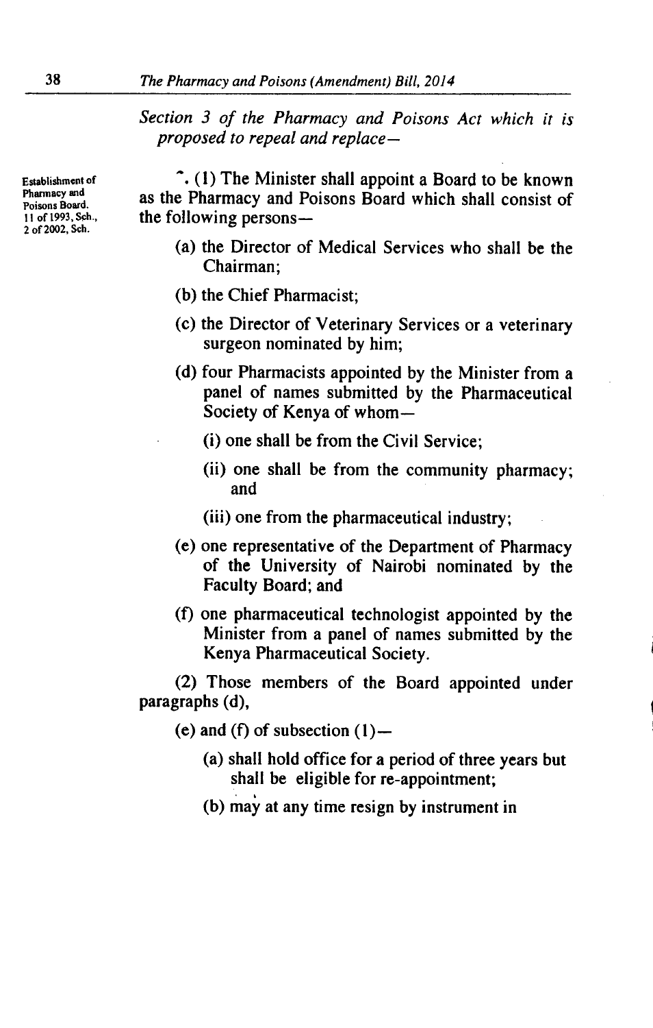*Section 3 of the Pharmacy and Poisons Act which it is proposed to repeal and replace—*

Establishment of Pharmacy and Poisons Board. 11 of 1993, Sch., 2 of 2002, Sch.

˜. (1) The Minister shall appoint a Board to be known as the Pharmacy and Poisons Board which shall consist of the following persons—

(a) the Director of Medical Services who shall be the Chairman;

(b) the Chief Pharmacist;

(c) the Director of Veterinary Services or a veterinary surgeon nominated by him;

(d) four Pharmacists appointed by the Minister from a panel of names submitted by the Pharmaceutical Society of Kenya of whom—

(i) one shall be from the Civil Service;

(ii) one shall be from the community pharmacy; and

(iii) one from the pharmaceutical industry;

(e) one representative of the Department of Pharmacy of the University of Nairobi nominated by the Faculty Board; and

(f) one pharmaceutical technologist appointed by the Minister from a panel of names submitted by the Kenya Pharmaceutical Society.

(2) Those members of the Board appointed under paragraphs (d),

(e) and (f) of subsection (1)—

(a) shall hold office for a period of three years but shall be eligible for re-appointment;

(b) may at any time resign by instrument in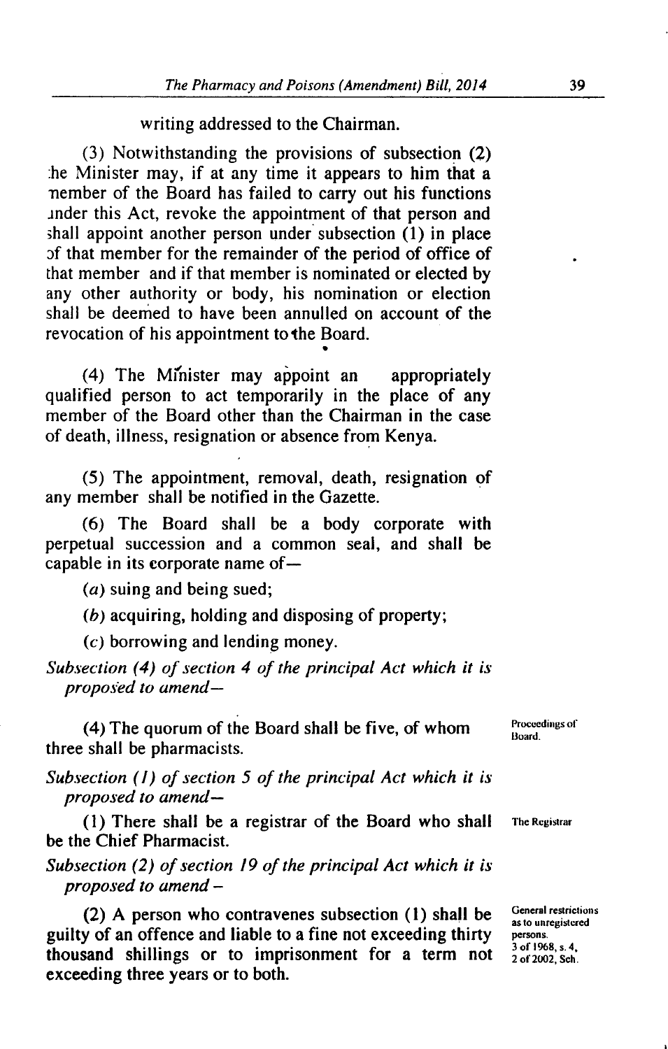writing addressed to the Chairman.

(3) Notwithstanding the provisions of subsection (2) the Minister may, if at any time it appears to him that a member of the Board has failed to carry out his functions under this Act, revoke the appointment of that person and shall appoint another person under subsection (1) in place of that member for the remainder of the period of office of that member and if that member is nominated or elected by any other authority or body, his nomination or election shall be deemed to have been annulled on account of the revocation of his appointment to the Board.

(4) The Minister may appoint an appropriately qualified person to act temporarily in the place of any member of the Board other than the Chairman in the case of death, illness, resignation or absence from Kenya.

(5) The appointment, removal, death, resignation of any member shall be notified in the Gazette.

(6) The Board shall be a body corporate with perpetual succession and a common seal, and shall be capable in its corporate name of—

(*a*) suing and being sued;

(*b*) acquiring, holding and disposing of property;

(*c*) borrowing and lending money.

*Subsection (4) of section 4 of the principal Act which it is proposed to amend—*

Proceedings of Board.

(4) The quorum of the Board shall be five, of whom three shall be pharmacists.

*Subsection (1) of section 5 of the principal Act which it is proposed to amend—*

The Registrar

(1) There shall be a registrar of the Board who shall be the Chief Pharmacist.

*Subsection (2) of section 19 of the principal Act which it is proposed to amend –*

General restrictions as to unregistered persons.
3 of 1968, s. 4,
2 of 2002, Sch.

(2) A person who contravenes subsection (1) shall be guilty of an offence and liable to a fine not exceeding thirty thousand shillings or to imprisonment for a term not exceeding three years or to both.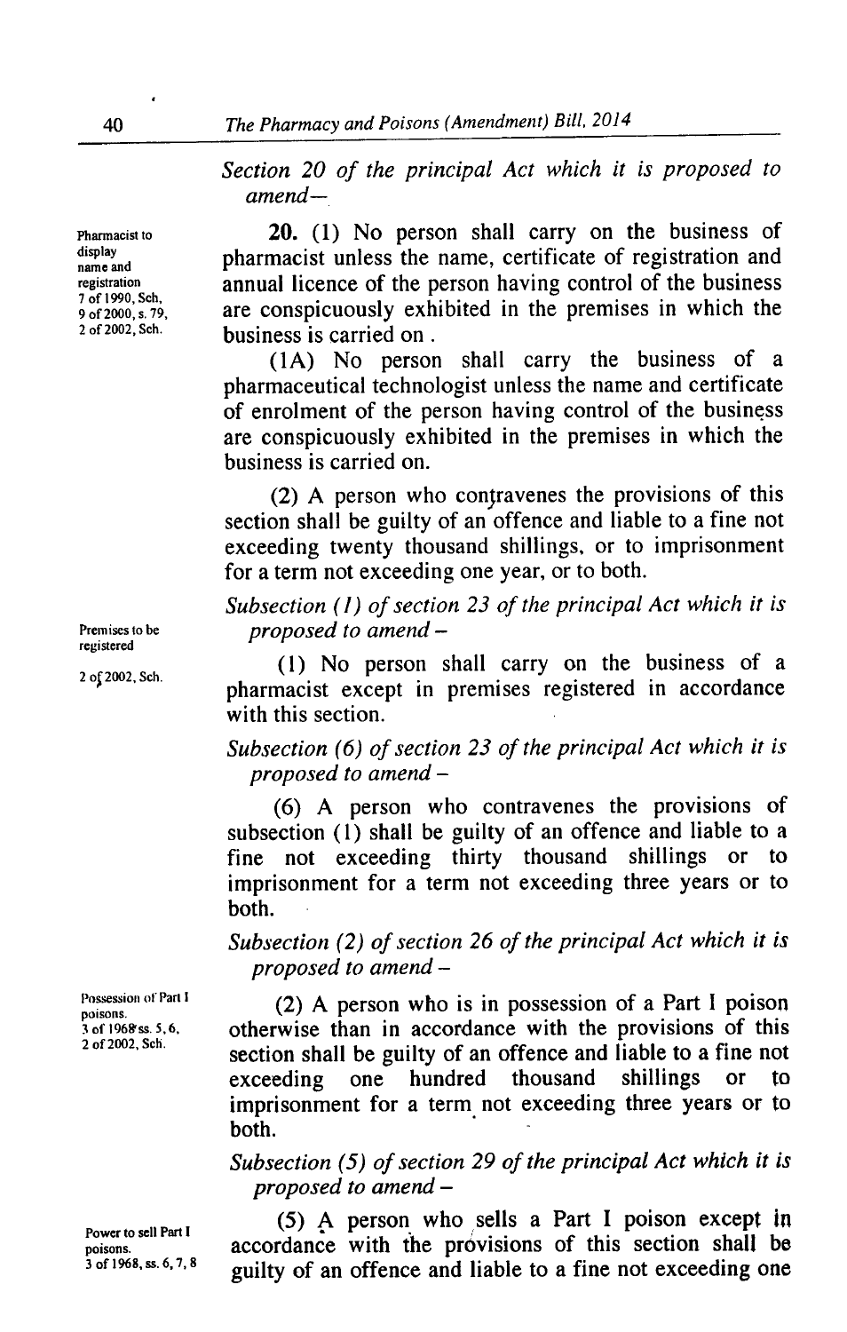*Section 20 of the principal Act which it is proposed to amend—*

Pharmacist to display name and registration
7 of 1990, Sch,
9 of 2000, s. 79,
2 of 2002, Sch.

**20.** (1) No person shall carry on the business of pharmacist unless the name, certificate of registration and annual licence of the person having control of the business are conspicuously exhibited in the premises in which the business is carried on .

(1A) No person shall carry the business of a pharmaceutical technologist unless the name and certificate of enrolment of the person having control of the business are conspicuously exhibited in the premises in which the business is carried on.

(2) A person who contravenes the provisions of this section shall be guilty of an offence and liable to a fine not exceeding twenty thousand shillings, or to imprisonment for a term not exceeding one year, or to both.

*Subsection (1) of section 23 of the principal Act which it is proposed to amend –*

Premises to be registered

2 of 2002, Sch.

(1) No person shall carry on the business of a pharmacist except in premises registered in accordance with this section.

*Subsection (6) of section 23 of the principal Act which it is proposed to amend –*

(6) A person who contravenes the provisions of subsection (1) shall be guilty of an offence and liable to a fine not exceeding thirty thousand shillings or to imprisonment for a term not exceeding three years or to both.

*Subsection (2) of section 26 of the principal Act which it is proposed to amend –*

Possession of Part I poisons.
3 of 1968 ss. 5, 6,
2 of 2002, Sch.

(2) A person who is in possession of a Part I poison otherwise than in accordance with the provisions of this section shall be guilty of an offence and liable to a fine not exceeding one hundred thousand shillings or to imprisonment for a term not exceeding three years or to both.

*Subsection (5) of section 29 of the principal Act which it is proposed to amend –*

Power to sell Part I poisons.
3 of 1968, ss. 6, 7, 8

(5) A person who sells a Part I poison except in accordance with the provisions of this section shall be guilty of an offence and liable to a fine not exceeding one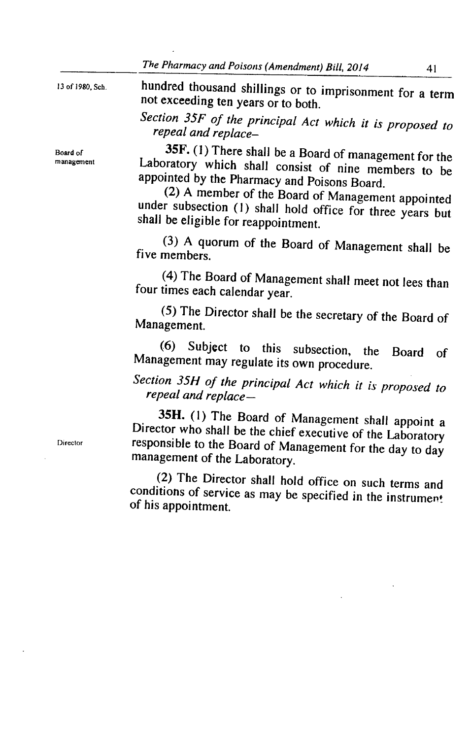13 of 1980, Sch.

hundred thousand shillings or to imprisonment for a term not exceeding ten years or to both.

*Section 35F of the principal Act which it is proposed to repeal and replace–*

Board of management

**35F.** (1) There shall be a Board of management for the Laboratory which shall consist of nine members to be appointed by the Pharmacy and Poisons Board.

(2) A member of the Board of Management appointed under subsection (1) shall hold office for three years but shall be eligible for reappointment.

(3) A quorum of the Board of Management shall be five members.

(4) The Board of Management shall meet not lees than four times each calendar year.

(5) The Director shall be the secretary of the Board of Management.

(6) Subject to this subsection, the Board of Management may regulate its own procedure.

*Section 35H of the principal Act which it is proposed to repeal and replace—*

Director

**35H.** (1) The Board of Management shall appoint a Director who shall be the chief executive of the Laboratory responsible to the Board of Management for the day to day management of the Laboratory.

(2) The Director shall hold office on such terms and conditions of service as may be specified in the instrument of his appointment.